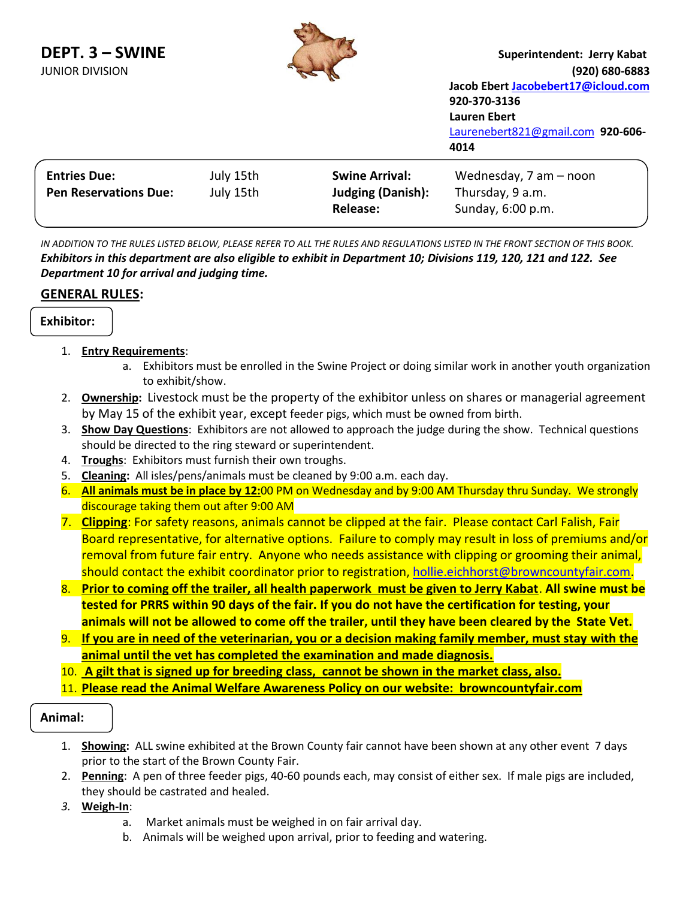# DEPT. 3 – SWINE

JUNIOR DIVISION

**Superintendent: Jerry Kabat**
**(920) 680-6883**
**Jacob Ebert Jacobebert17@icloud.com**
**920-370-3136**
**Lauren Ebert**
Laurenebert821@gmail.com **920-606-4014**

| | | | |
|---|---|---|---|
| **Entries Due:** | July 15th | **Swine Arrival:** | Wednesday, 7 am – noon |
| **Pen Reservations Due:** | July 15th | **Judging (Danish):** | Thursday, 9 a.m. |
| | | **Release:** | Sunday, 6:00 p.m. |

*IN ADDITION TO THE RULES LISTED BELOW, PLEASE REFER TO ALL THE RULES AND REGULATIONS LISTED IN THE FRONT SECTION OF THIS BOOK.*
***Exhibitors in this department are also eligible to exhibit in Department 10; Divisions 119, 120, 121 and 122. See Department 10 for arrival and judging time.***

## GENERAL RULES:

### Exhibitor:

1. **Entry Requirements**:
   a. Exhibitors must be enrolled in the Swine Project or doing similar work in another youth organization to exhibit/show.
2. **Ownership:** Livestock must be the property of the exhibitor unless on shares or managerial agreement by May 15 of the exhibit year, except feeder pigs, which must be owned from birth.
3. **Show Day Questions**: Exhibitors are not allowed to approach the judge during the show. Technical questions should be directed to the ring steward or superintendent.
4. **Troughs**: Exhibitors must furnish their own troughs.
5. **Cleaning:** All isles/pens/animals must be cleaned by 9:00 a.m. each day.
6. **All animals must be in place by 12:**00 PM on Wednesday and by 9:00 AM Thursday thru Sunday. We strongly discourage taking them out after 9:00 AM
7. **Clipping**: For safety reasons, animals cannot be clipped at the fair. Please contact Carl Falish, Fair Board representative, for alternative options. Failure to comply may result in loss of premiums and/or removal from future fair entry. Anyone who needs assistance with clipping or grooming their animal, should contact the exhibit coordinator prior to registration, hollie.eichhorst@browncountyfair.com.
8. **Prior to coming off the trailer, all health paperwork must be given to Jerry Kabat. All swine must be tested for PRRS within 90 days of the fair. If you do not have the certification for testing, your animals will not be allowed to come off the trailer, until they have been cleared by the State Vet.**
9. **If you are in need of the veterinarian, you or a decision making family member, must stay with the animal until the vet has completed the examination and made diagnosis.**
10. **A gilt that is signed up for breeding class, cannot be shown in the market class, also.**
11. **Please read the Animal Welfare Awareness Policy on our website: browncountyfair.com**

### Animal:

1. **Showing:** ALL swine exhibited at the Brown County fair cannot have been shown at any other event 7 days prior to the start of the Brown County Fair.
2. **Penning**: A pen of three feeder pigs, 40-60 pounds each, may consist of either sex. If male pigs are included, they should be castrated and healed.
3. **Weigh-In**:
   a. Market animals must be weighed in on fair arrival day.
   b. Animals will be weighed upon arrival, prior to feeding and watering.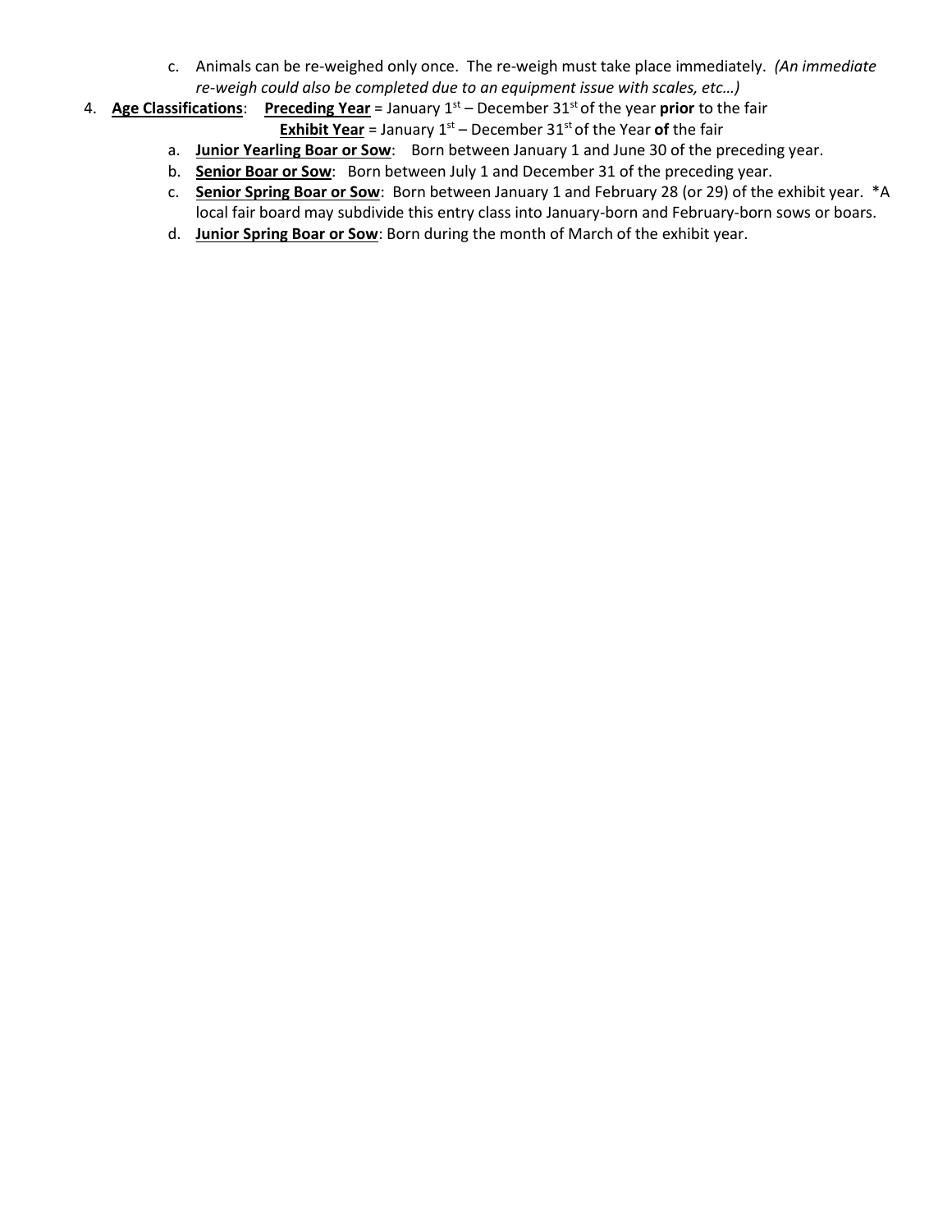c. Animals can be re-weighed only once. The re-weigh must take place immediately. *(An immediate re-weigh could also be completed due to an equipment issue with scales, etc…)*

4. **Age Classifications**: **Preceding Year** = January 1st – December 31st of the year **prior** to the fair
   **Exhibit Year** = January 1st – December 31st of the Year **of** the fair
   a. **Junior Yearling Boar or Sow**: Born between January 1 and June 30 of the preceding year.
   b. **Senior Boar or Sow**: Born between July 1 and December 31 of the preceding year.
   c. **Senior Spring Boar or Sow**: Born between January 1 and February 28 (or 29) of the exhibit year. *A local fair board may subdivide this entry class into January-born and February-born sows or boars.
   d. **Junior Spring Boar or Sow**: Born during the month of March of the exhibit year.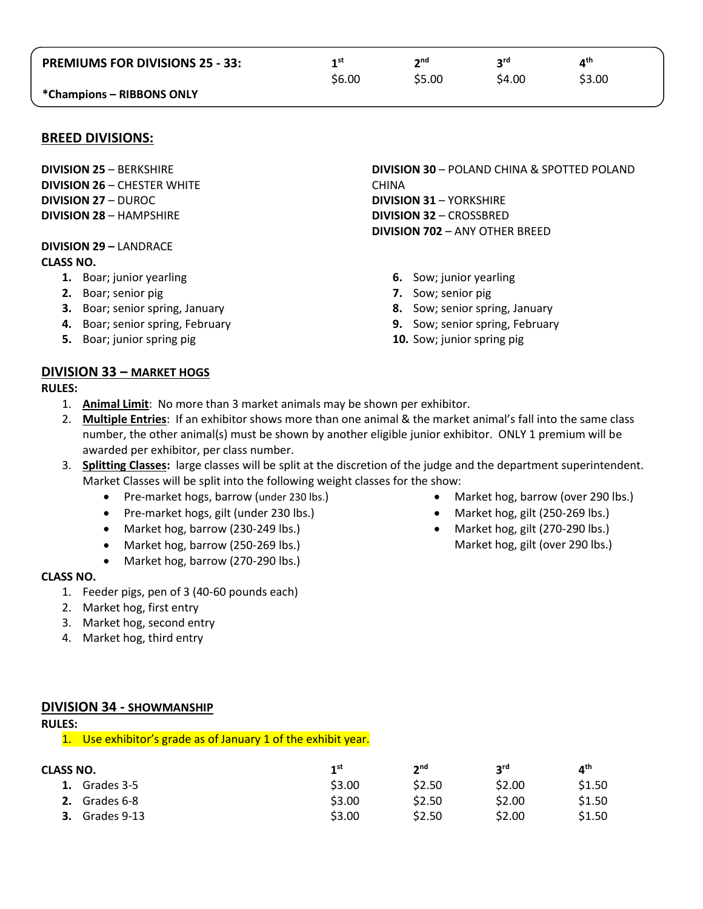| PREMIUMS FOR DIVISIONS 25 - 33: | 1st | 2nd | 3rd | 4th |
|---|---|---|---|---|
| | $6.00 | $5.00 | $4.00 | $3.00 |
| *Champions – RIBBONS ONLY | | | | |

## BREED DIVISIONS:

**DIVISION 25** – BERKSHIRE
**DIVISION 26** – CHESTER WHITE
**DIVISION 27** – DUROC
**DIVISION 28** – HAMPSHIRE
**DIVISION 29 –** LANDRACE
**DIVISION 30** – POLAND CHINA & SPOTTED POLAND CHINA
**DIVISION 31** – YORKSHIRE
**DIVISION 32** – CROSSBRED
**DIVISION 702** – ANY OTHER BREED

**CLASS NO.**

1. Boar; junior yearling
2. Boar; senior pig
3. Boar; senior spring, January
4. Boar; senior spring, February
5. Boar; junior spring pig
6. Sow; junior yearling
7. Sow; senior pig
8. Sow; senior spring, January
9. Sow; senior spring, February
10. Sow; junior spring pig

## DIVISION 33 – MARKET HOGS

**RULES:**

1. **Animal Limit**: No more than 3 market animals may be shown per exhibitor.
2. **Multiple Entries**: If an exhibitor shows more than one animal & the market animal's fall into the same class number, the other animal(s) must be shown by another eligible junior exhibitor. ONLY 1 premium will be awarded per exhibitor, per class number.
3. **Splitting Classes:** large classes will be split at the discretion of the judge and the department superintendent. Market Classes will be split into the following weight classes for the show:
   - Pre-market hogs, barrow (under 230 lbs.)
   - Pre-market hogs, gilt (under 230 lbs.)
   - Market hog, barrow (230-249 lbs.)
   - Market hog, barrow (250-269 lbs.)
   - Market hog, barrow (270-290 lbs.)
   - Market hog, barrow (over 290 lbs.)
   - Market hog, gilt (250-269 lbs.)
   - Market hog, gilt (270-290 lbs.)
     Market hog, gilt (over 290 lbs.)

**CLASS NO.**

1. Feeder pigs, pen of 3 (40-60 pounds each)
2. Market hog, first entry
3. Market hog, second entry
4. Market hog, third entry

## DIVISION 34 - SHOWMANSHIP

**RULES:**

1. Use exhibitor's grade as of January 1 of the exhibit year.

| CLASS NO. | 1st | 2nd | 3rd | 4th |
|---|---|---|---|---|
| **1.** Grades 3-5 | $3.00 | $2.50 | $2.00 | $1.50 |
| **2.** Grades 6-8 | $3.00 | $2.50 | $2.00 | $1.50 |
| **3.** Grades 9-13 | $3.00 | $2.50 | $2.00 | $1.50 |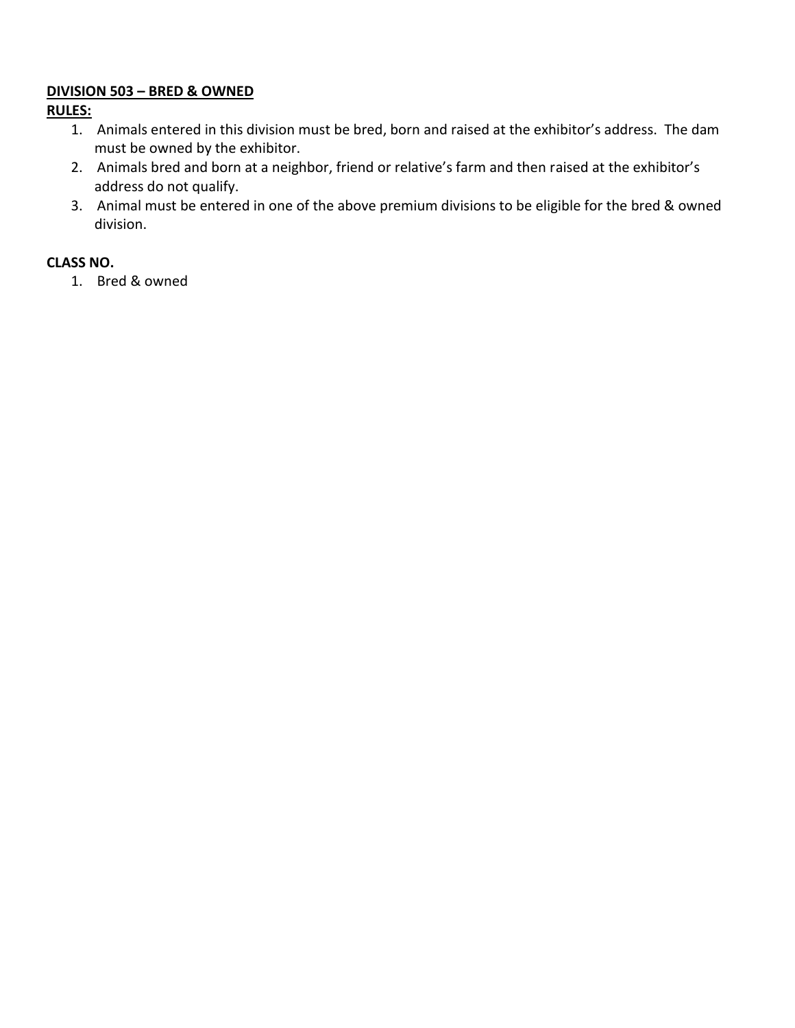**DIVISION 503 – BRED & OWNED**

**RULES:**

1. Animals entered in this division must be bred, born and raised at the exhibitor's address. The dam must be owned by the exhibitor.
2. Animals bred and born at a neighbor, friend or relative's farm and then raised at the exhibitor's address do not qualify.
3. Animal must be entered in one of the above premium divisions to be eligible for the bred & owned division.

**CLASS NO.**

1. Bred & owned